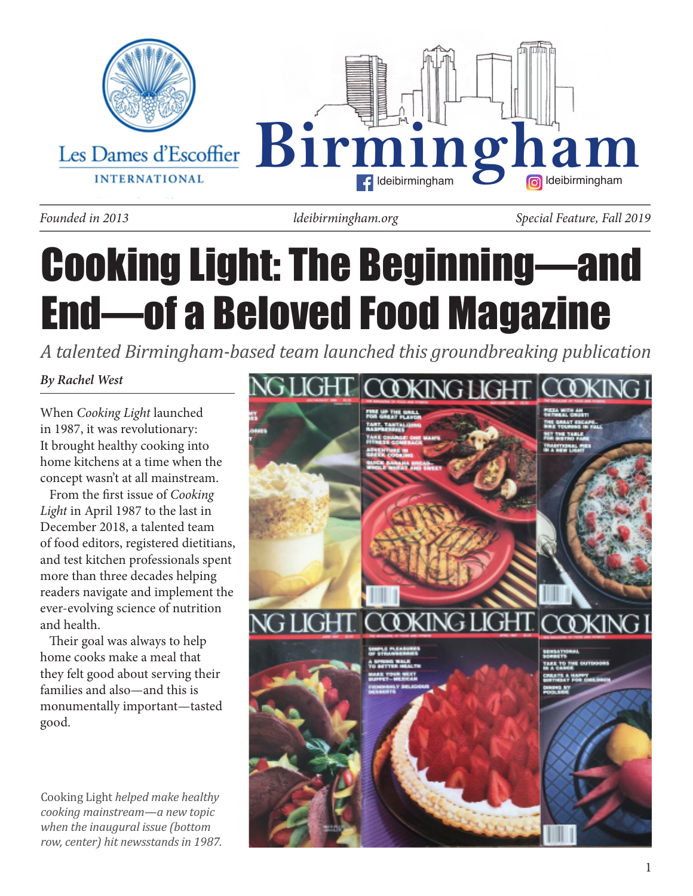Les Dames d'Escoffier INTERNATIONAL

# Birmingham

ldeibirmingham ldeibirmingham

*Founded in 2013* *ldeibirmingham.org* *Special Feature, Fall 2019*

# Cooking Light: The Beginning—and End—of a Beloved Food Magazine

*A talented Birmingham-based team launched this groundbreaking publication*

***By Rachel West***

When *Cooking Light* launched in 1987, it was revolutionary: It brought healthy cooking into home kitchens at a time when the concept wasn't at all mainstream.

From the first issue of *Cooking Light* in April 1987 to the last in December 2018, a talented team of food editors, registered dietitians, and test kitchen professionals spent more than three decades helping readers navigate and implement the ever-evolving science of nutrition and health.

Their goal was always to help home cooks make a meal that they felt good about serving their families and also—and this is monumentally important—tasted good.

Cooking Light *helped make healthy cooking mainstream—a new topic when the inaugural issue (bottom row, center) hit newsstands in 1987.*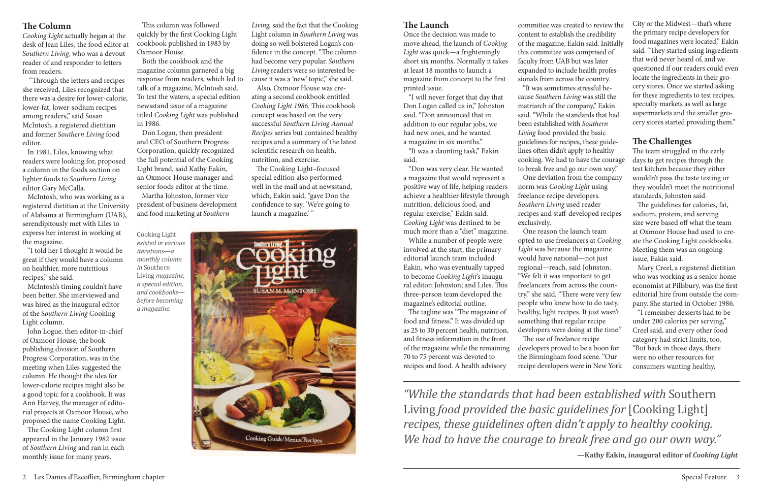## The Column

*Cooking Light* actually began at the desk of Jean Liles, the food editor at *Southern Living*, who was a devout reader of and responder to letters from readers.

"Through the letters and recipes she received, Liles recognized that there was a desire for lower-calorie, lower-fat, lower-sodium recipes among readers," said Susan McIntosh, a registered dietitian and former *Southern Living* food editor.

In 1981, Liles, knowing what readers were looking for, proposed a column in the foods section on lighter foods to *Southern Living* editor Gary McCalla.

McIntosh, who was working as a registered dietitian at the University of Alabama at Birmingham (UAB), serendipitously met with Liles to express her interest in working at the magazine.

"I told her I thought it would be great if they would have a column on healthier, more nutritious recipes," she said.

McIntosh's timing couldn't have been better. She interviewed and was hired as the inaugural editor of the S*outhern Living* Cooking Light column.

John Logue, then editor-in-chief of Oxmoor House, the book publishing division of Southern Progress Corporation, was in the meeting when Liles suggested the column. He thought the idea for lower-calorie recipes might also be a good topic for a cookbook. It was Ann Harvey, the manager of editorial projects at Oxmoor House, who proposed the name Cooking Light.

The Cooking Light column first appeared in the January 1982 issue of *Southern Living* and ran in each monthly issue for many years.

This column was followed quickly by the first Cooking Light cookbook published in 1983 by Oxmoor House.

Both the cookbook and the magazine column garnered a big response from readers, which led to talk of a magazine, McIntosh said. To test the waters, a special edition newsstand issue of a magazine titled *Cooking Light* was published in 1986.

Don Logan, then president and CEO of Southern Progress Corporation, quickly recognized the full potential of the Cooking Light brand, said Kathy Eakin, an Oxmoor House manager and senior foods editor at the time.

Martha Johnston, former vice president of business development and food marketing at *Southern Living,* said the fact that the Cooking Light column in *Southern Living* was doing so well bolstered Logan's confidence in the concept. "The column had become very popular. *Southern Living* readers were so interested because it was a 'new' topic," she said.

Also, Oxmoor House was creating a second cookbook entitled *Cooking Light 1986.* This cookbook concept was based on the very successful *Southern Living Annual Recipes* series but contained healthy recipes and a summary of the latest scientific research on health, nutrition, and exercise.

The Cooking Light–focused special edition also performed well in the mail and at newsstand, which, Eakin said, "gave Don the confidence to say, 'We're going to launch a magazine.' "

Cooking Light *existed in various iterations—a monthly column in* Southern Living *magazine, a special edition, and cookbooks—before becoming a magazine.*

## The Launch

Once the decision was made to move ahead, the launch of *Cooking Light* was quick—a frighteningly short six months. Normally it takes at least 18 months to launch a magazine from concept to the first printed issue.

"I will never forget that day that Don Logan called us in," Johnston said. "Don announced that in addition to our regular jobs, we had new ones, and he wanted a magazine in six months."

"It was a daunting task," Eakin said.

"Don was very clear. He wanted a magazine that would represent a positive way of life, helping readers achieve a healthier lifestyle through nutrition, delicious food, and regular exercise," Eakin said. *Cooking Light* was destined to be much more than a "diet" magazine.

While a number of people were involved at the start, the primary editorial launch team included Eakin, who was eventually tapped to become *Cooking Light*'s inaugural editor; Johnston; and Liles. This three-person team developed the magazine's editorial outline.

The tagline was "The magazine of food and fitness." It was divided up as 25 to 30 percent health, nutrition, and fitness information in the front of the magazine while the remaining 70 to 75 percent was devoted to recipes and food. A health advisory committee was created to review the content to establish the credibility of the magazine, Eakin said. Initially this committee was comprised of faculty from UAB but was later expanded to include health professionals from across the country.

"It was sometimes stressful because *Southern Living* was still the matriarch of the company," Eakin said. "While the standards that had been established with *Southern Living* food provided the basic guidelines for recipes, these guidelines often didn't apply to healthy cooking. We had to have the courage to break free and go our own way."

One deviation from the company norm was *Cooking Light* using freelance recipe developers. *Southern Living* used reader recipes and staff-developed recipes exclusively.

One reason the launch team opted to use freelancers at *Cooking Light* was because the magazine would have national—not just regional—reach, said Johnston. "We felt it was important to get freelancers from across the country," she said. "There were very few people who knew how to do tasty, healthy, light recipes. It just wasn't something that regular recipe developers were doing at the time."

The use of freelance recipe developers proved to be a boon for the Birmingham food scene. "Our recipe developers were in New York City or the Midwest—that's where the primary recipe developers for food magazines were located," Eakin said. "They started using ingredients that we'd never heard of, and we questioned if our readers could even locate the ingredients in their grocery stores. Once we started asking for these ingredients to test recipes, specialty markets as well as large supermarkets and the smaller grocery stores started providing them."

## The Challenges

The team struggled in the early days to get recipes through the test kitchen because they either wouldn't pass the taste testing or they wouldn't meet the nutritional standards, Johnston said.

The guidelines for calories, fat, sodium, protein, and serving size were based off what the team at Oxmoor House had used to create the Cooking Light cookbooks. Meeting them was an ongoing issue, Eakin said.

Mary Creel, a registered dietitian who was working as a senior home economist at Pillsbury, was the first editorial hire from outside the company. She started in October 1986.

"I remember desserts had to be under 200 calories per serving," Creel said, and every other food category had strict limits, too. "But back in those days, there were no other resources for consumers wanting healthy,

> *"While the standards that had been established with* Southern Living *food provided the basic guidelines for* [Cooking Light] *recipes, these guidelines often didn't apply to healthy cooking. We had to have the courage to break free and go our own way."*
>
> **—Kathy Eakin, inaugural editor of *Cooking Light***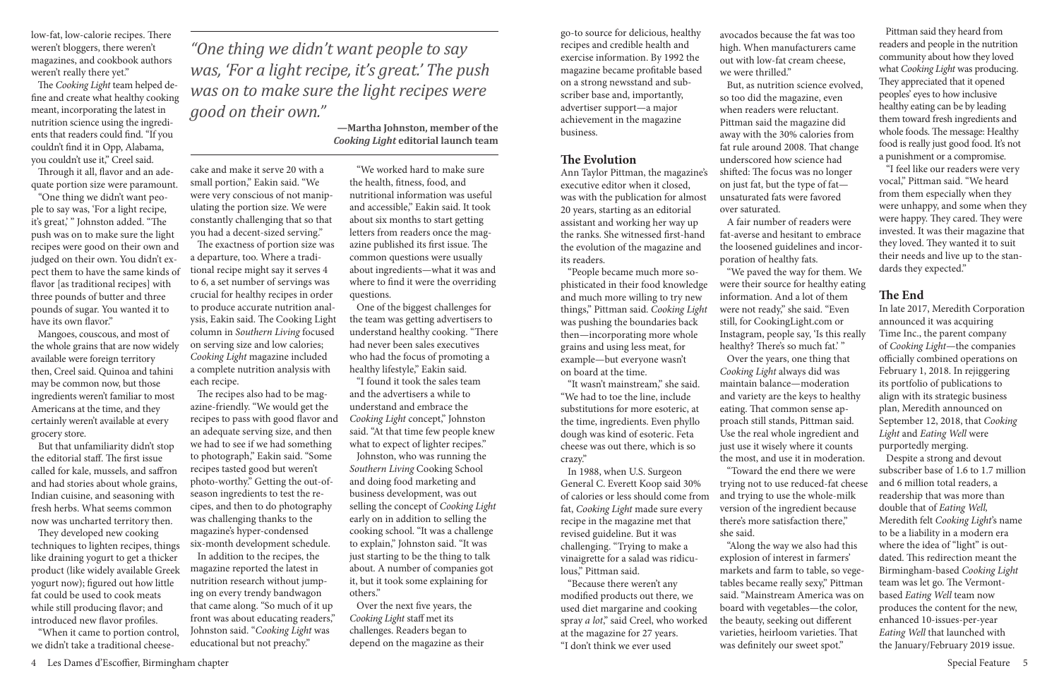low-fat, low-calorie recipes. There weren't bloggers, there weren't magazines, and cookbook authors weren't really there yet."

The *Cooking Light* team helped define and create what healthy cooking meant, incorporating the latest in nutrition science using the ingredients that readers could find. "If you couldn't find it in Opp, Alabama, you couldn't use it," Creel said.

Through it all, flavor and an adequate portion size were paramount.

"One thing we didn't want people to say was, 'For a light recipe, it's great,' " Johnston added. "The push was on to make sure the light recipes were good on their own and judged on their own. You didn't expect them to have the same kinds of flavor [as traditional recipes] with three pounds of butter and three pounds of sugar. You wanted it to have its own flavor."

Mangoes, couscous, and most of the whole grains that are now widely available were foreign territory then, Creel said. Quinoa and tahini may be common now, but those ingredients weren't familiar to most Americans at the time, and they certainly weren't available at every grocery store.

But that unfamiliarity didn't stop the editorial staff. The first issue called for kale, mussels, and saffron and had stories about whole grains, Indian cuisine, and seasoning with fresh herbs. What seems common now was uncharted territory then.

They developed new cooking techniques to lighten recipes, things like draining yogurt to get a thicker product (like widely available Greek yogurt now); figured out how little fat could be used to cook meats while still producing flavor; and introduced new flavor profiles.

"When it came to portion control, we didn't take a traditional cheesecake and make it serve 20 with a small portion," Eakin said. "We were very conscious of not manipulating the portion size. We were constantly challenging that so that you had a decent-sized serving."

> *"One thing we didn't want people to say was, 'For a light recipe, it's great.' The push was on to make sure the light recipes were good on their own."*
>
> **—Martha Johnston, member of the *Cooking Light* editorial launch team**

The exactness of portion size was a departure, too. Where a traditional recipe might say it serves 4 to 6, a set number of servings was crucial for healthy recipes in order to produce accurate nutrition analysis, Eakin said. The Cooking Light column in *Southern Living* focused on serving size and low calories; *Cooking Light* magazine included a complete nutrition analysis with each recipe.

The recipes also had to be magazine-friendly. "We would get the recipes to pass with good flavor and an adequate serving size, and then we had to see if we had something to photograph," Eakin said. "Some recipes tasted good but weren't photo-worthy." Getting the out-of-season ingredients to test the recipes, and then to do photography was challenging thanks to the magazine's hyper-condensed six-month development schedule.

In addition to the recipes, the magazine reported the latest in nutrition research without jumping on every trendy bandwagon that came along. "So much of it up front was about educating readers," Johnston said. "*Cooking Light* was educational but not preachy."

"We worked hard to make sure the health, fitness, food, and nutritional information was useful and accessible," Eakin said. It took about six months to start getting letters from readers once the magazine published its first issue. The common questions were usually about ingredients—what it was and where to find it were the overriding questions.

One of the biggest challenges for the team was getting advertisers to understand healthy cooking. "There had never been sales executives who had the focus of promoting a healthy lifestyle," Eakin said.

"I found it took the sales team and the advertisers a while to understand and embrace the *Cooking Light* concept," Johnston said. "At that time few people knew what to expect of lighter recipes."

Johnston, who was running the *Southern Living* Cooking School and doing food marketing and business development, was out selling the concept of *Cooking Light* early on in addition to selling the cooking school. "It was a challenge to explain," Johnston said. "It was just starting to be the thing to talk about. A number of companies got it, but it took some explaining for others."

Over the next five years, the *Cooking Light* staff met its challenges. Readers began to depend on the magazine as their go-to source for delicious, healthy recipes and credible health and exercise information. By 1992 the magazine became profitable based on a strong newsstand and subscriber base and, importantly, advertiser support—a major achievement in the magazine business.

## The Evolution

Ann Taylor Pittman, the magazine's executive editor when it closed, was with the publication for almost 20 years, starting as an editorial assistant and working her way up the ranks. She witnessed first-hand the evolution of the magazine and its readers.

"People became much more sophisticated in their food knowledge and much more willing to try new things," Pittman said. *Cooking Light* was pushing the boundaries back then—incorporating more whole grains and using less meat, for example—but everyone wasn't on board at the time.

"It wasn't mainstream," she said. "We had to toe the line, include substitutions for more esoteric, at the time, ingredients. Even phyllo dough was kind of esoteric. Feta cheese was out there, which is so crazy."

In 1988, when U.S. Surgeon General C. Everett Koop said 30% of calories or less should come from fat, *Cooking Light* made sure every recipe in the magazine met that revised guideline. But it was challenging. "Trying to make a vinaigrette for a salad was ridiculous," Pittman said.

"Because there weren't any modified products out there, we used diet margarine and cooking spray *a lot*," said Creel, who worked at the magazine for 27 years. "I don't think we ever used avocados because the fat was too high. When manufacturers came out with low-fat cream cheese, we were thrilled."

But, as nutrition science evolved, so too did the magazine, even when readers were reluctant. Pittman said the magazine did away with the 30% calories from fat rule around 2008. That change underscored how science had shifted: The focus was no longer on just fat, but the type of fat—unsaturated fats were favored over saturated.

A fair number of readers were fat-averse and hesitant to embrace the loosened guidelines and incorporation of healthy fats.

"We paved the way for them. We were their source for healthy eating information. And a lot of them were not ready," she said. "Even still, for CookingLight.com or Instagram, people say, 'Is this really healthy? There's so much fat.' "

Over the years, one thing that *Cooking Light* always did was maintain balance—moderation and variety are the keys to healthy eating. That common sense approach still stands, Pittman said. Use the real whole ingredient and just use it wisely where it counts the most, and use it in moderation.

"Toward the end there we were trying not to use reduced-fat cheese and trying to use the whole-milk version of the ingredient because there's more satisfaction there," she said.

"Along the way we also had this explosion of interest in farmers' markets and farm to table, so vegetables became really sexy," Pittman said. "Mainstream America was on board with vegetables—the color, the beauty, seeking out different varieties, heirloom varieties. That was definitely our sweet spot."

Pittman said they heard from readers and people in the nutrition community about how they loved what *Cooking Light* was producing. They appreciated that it opened peoples' eyes to how inclusive healthy eating can be by leading them toward fresh ingredients and whole foods. The message: Healthy food is really just good food. It's not a punishment or a compromise.

"I feel like our readers were very vocal," Pittman said. "We heard from them especially when they were unhappy, and some when they were happy. They cared. They were invested. It was their magazine that they loved. They wanted it to suit their needs and live up to the standards they expected."

## The End

In late 2017, Meredith Corporation announced it was acquiring Time Inc., the parent company of *Cooking Light*—the companies officially combined operations on February 1, 2018. In rejiggering its portfolio of publications to align with its strategic business plan, Meredith announced on September 12, 2018, that *Cooking Light* and *Eating Well* were purportedly merging.

Despite a strong and devout subscriber base of 1.6 to 1.7 million and 6 million total readers, a readership that was more than double that of *Eating Well,* Meredith felt *Cooking Light*'s name to be a liability in a modern era where the idea of "light" is outdated. This redirection meant the Birmingham-based *Cooking Light* team was let go. The Vermont-based *Eating Well* team now produces the content for the new, enhanced 10-issues-per-year *Eating Well* that launched with the January/February 2019 issue.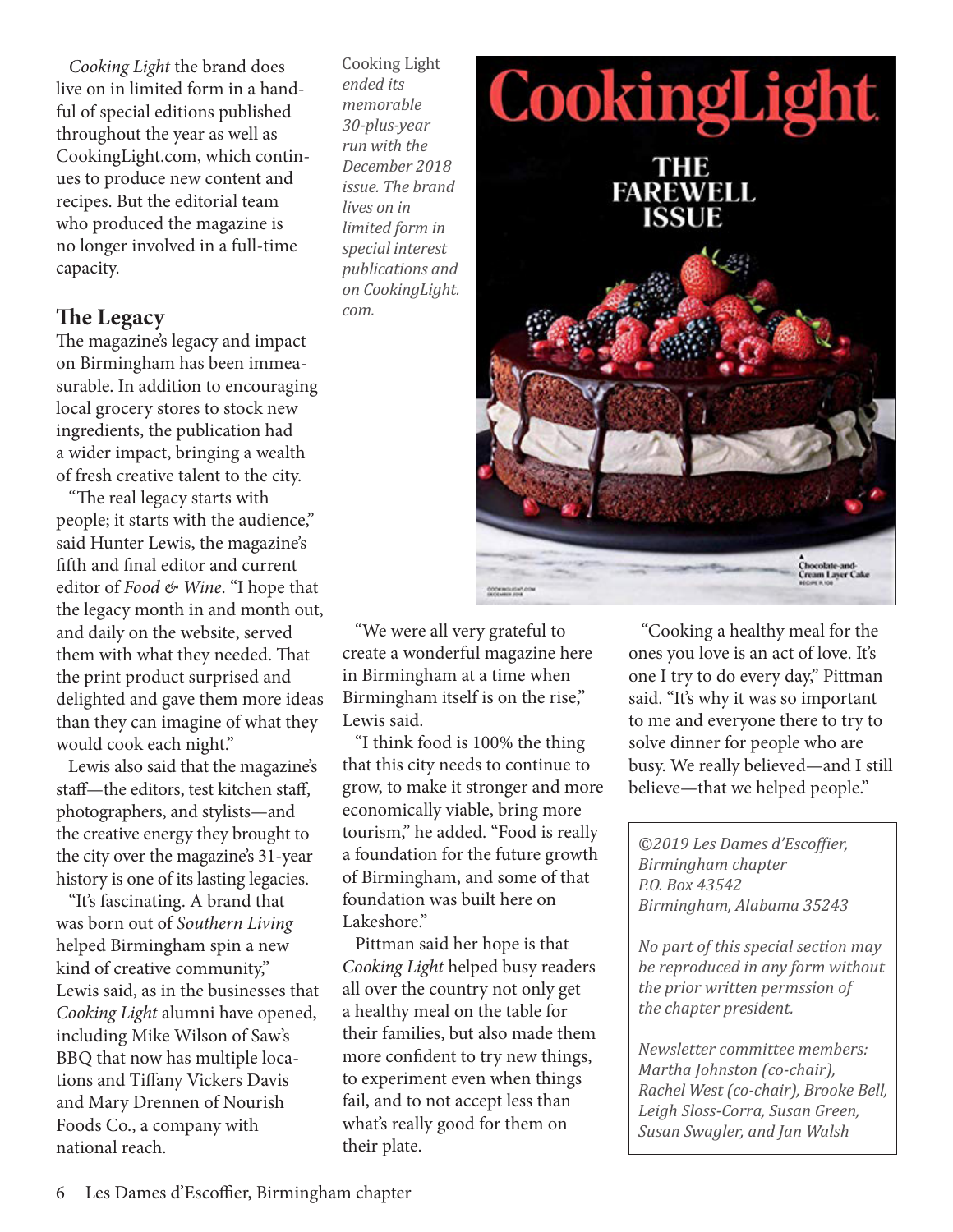*Cooking Light* the brand does live on in limited form in a handful of special editions published throughout the year as well as CookingLight.com, which continues to produce new content and recipes. But the editorial team who produced the magazine is no longer involved in a full-time capacity.

## The Legacy

The magazine's legacy and impact on Birmingham has been immeasurable. In addition to encouraging local grocery stores to stock new ingredients, the publication had a wider impact, bringing a wealth of fresh creative talent to the city.

"The real legacy starts with people; it starts with the audience," said Hunter Lewis, the magazine's fifth and final editor and current editor of *Food & Wine*. "I hope that the legacy month in and month out, and daily on the website, served them with what they needed. That the print product surprised and delighted and gave them more ideas than they can imagine of what they would cook each night."

Lewis also said that the magazine's staff—the editors, test kitchen staff, photographers, and stylists—and the creative energy they brought to the city over the magazine's 31-year history is one of its lasting legacies.

"It's fascinating. A brand that was born out of *Southern Living* helped Birmingham spin a new kind of creative community," Lewis said, as in the businesses that *Cooking Light* alumni have opened, including Mike Wilson of Saw's BBQ that now has multiple locations and Tiffany Vickers Davis and Mary Drennen of Nourish Foods Co., a company with national reach.

Cooking Light *ended its memorable 30-plus-year run with the December 2018 issue. The brand lives on in limited form in special interest publications and on CookingLight.com.*

"We were all very grateful to create a wonderful magazine here in Birmingham at a time when Birmingham itself is on the rise," Lewis said.

"I think food is 100% the thing that this city needs to continue to grow, to make it stronger and more economically viable, bring more tourism," he added. "Food is really a foundation for the future growth of Birmingham, and some of that foundation was built here on Lakeshore."

Pittman said her hope is that *Cooking Light* helped busy readers all over the country not only get a healthy meal on the table for their families, but also made them more confident to try new things, to experiment even when things fail, and to not accept less than what's really good for them on their plate.

"Cooking a healthy meal for the ones you love is an act of love. It's one I try to do every day," Pittman said. "It's why it was so important to me and everyone there to try to solve dinner for people who are busy. We really believed—and I still believe—that we helped people."

*©2019 Les Dames d'Escoffier, Birmingham chapter*
*P.O. Box 43542*
*Birmingham, Alabama 35243*

*No part of this special section may be reproduced in any form without the prior written permssion of the chapter president.*

*Newsletter committee members: Martha Johnston (co-chair), Rachel West (co-chair), Brooke Bell, Leigh Sloss-Corra, Susan Green, Susan Swagler, and Jan Walsh*